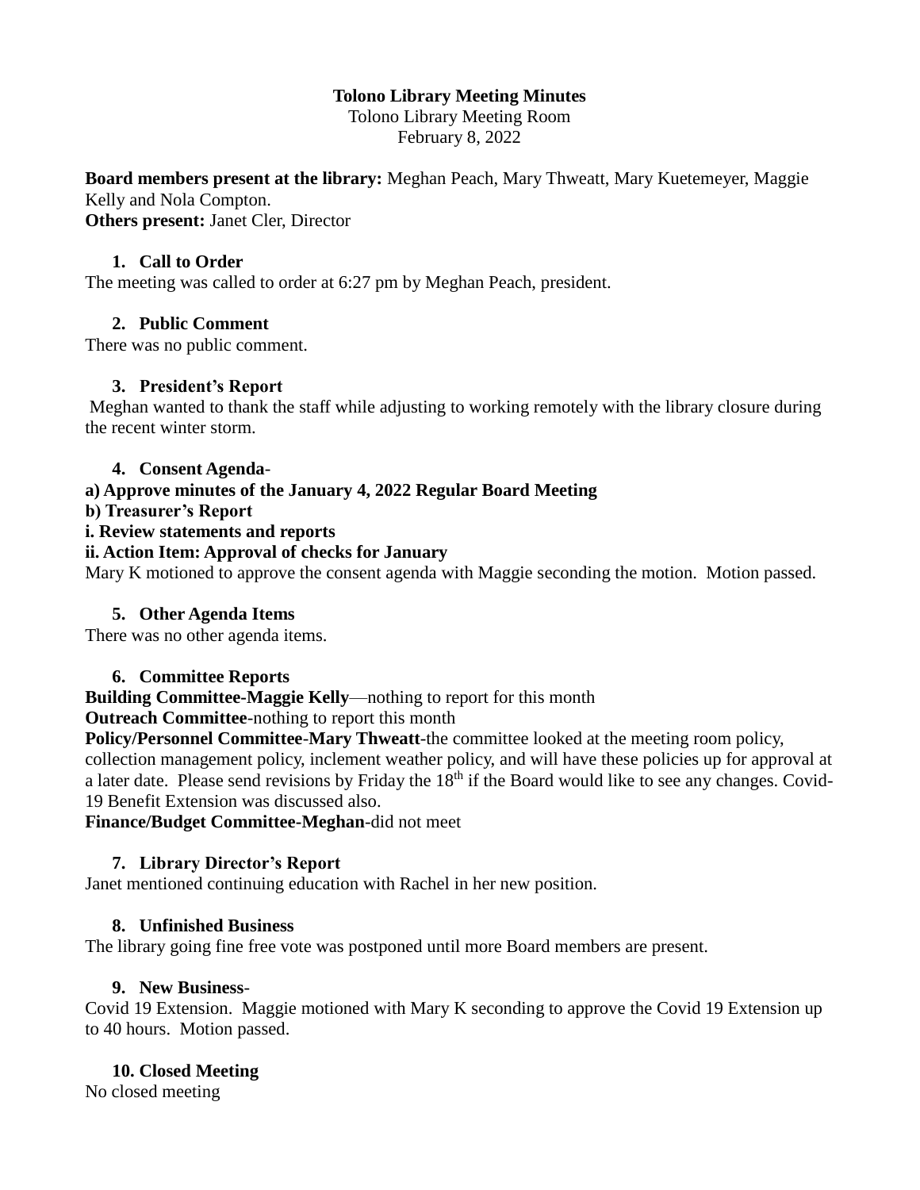# Tolono Library Meeting Minutes

Tolono Library Meeting Room
February 8, 2022

**Board members present at the library:** Meghan Peach, Mary Thweatt, Mary Kuetemeyer, Maggie Kelly and Nola Compton.
**Others present:** Janet Cler, Director

1. **Call to Order**

The meeting was called to order at 6:27 pm by Meghan Peach, president.

2. **Public Comment**

There was no public comment.

3. **President's Report**

Meghan wanted to thank the staff while adjusting to working remotely with the library closure during the recent winter storm.

4. **Consent Agenda**-

**a) Approve minutes of the January 4, 2022 Regular Board Meeting**
**b) Treasurer's Report**
**i. Review statements and reports**
**ii. Action Item: Approval of checks for January**

Mary K motioned to approve the consent agenda with Maggie seconding the motion. Motion passed.

5. **Other Agenda Items**

There was no other agenda items.

6. **Committee Reports**

**Building Committee-Maggie Kelly**—nothing to report for this month
**Outreach Committee**-nothing to report this month
**Policy/Personnel Committee-Mary Thweatt**-the committee looked at the meeting room policy, collection management policy, inclement weather policy, and will have these policies up for approval at a later date. Please send revisions by Friday the 18th if the Board would like to see any changes. Covid-19 Benefit Extension was discussed also.
**Finance/Budget Committee-Meghan**-did not meet

7. **Library Director's Report**

Janet mentioned continuing education with Rachel in her new position.

8. **Unfinished Business**

The library going fine free vote was postponed until more Board members are present.

9. **New Business**-

Covid 19 Extension. Maggie motioned with Mary K seconding to approve the Covid 19 Extension up to 40 hours. Motion passed.

10. **Closed Meeting**

No closed meeting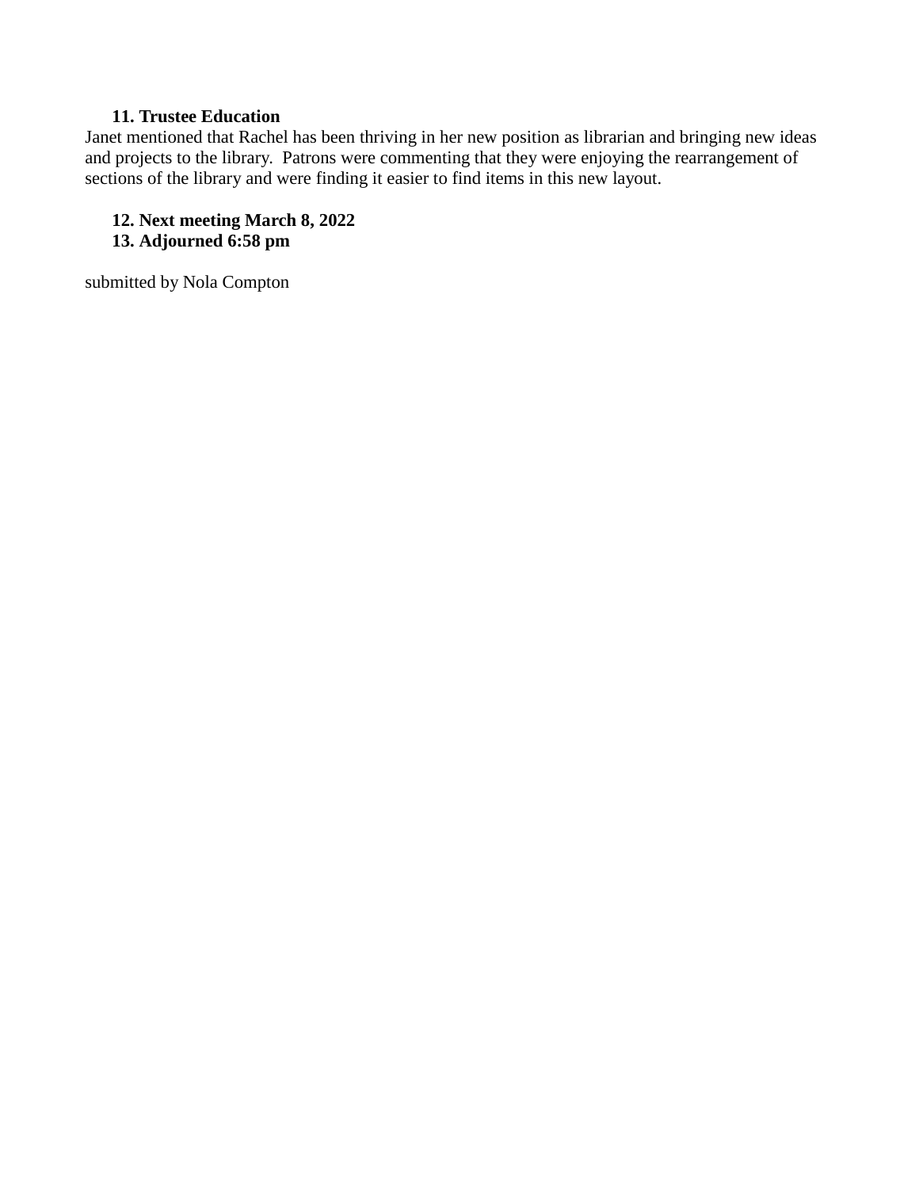**11. Trustee Education**

Janet mentioned that Rachel has been thriving in her new position as librarian and bringing new ideas and projects to the library. Patrons were commenting that they were enjoying the rearrangement of sections of the library and were finding it easier to find items in this new layout.

**12. Next meeting March 8, 2022**

**13. Adjourned 6:58 pm**

submitted by Nola Compton